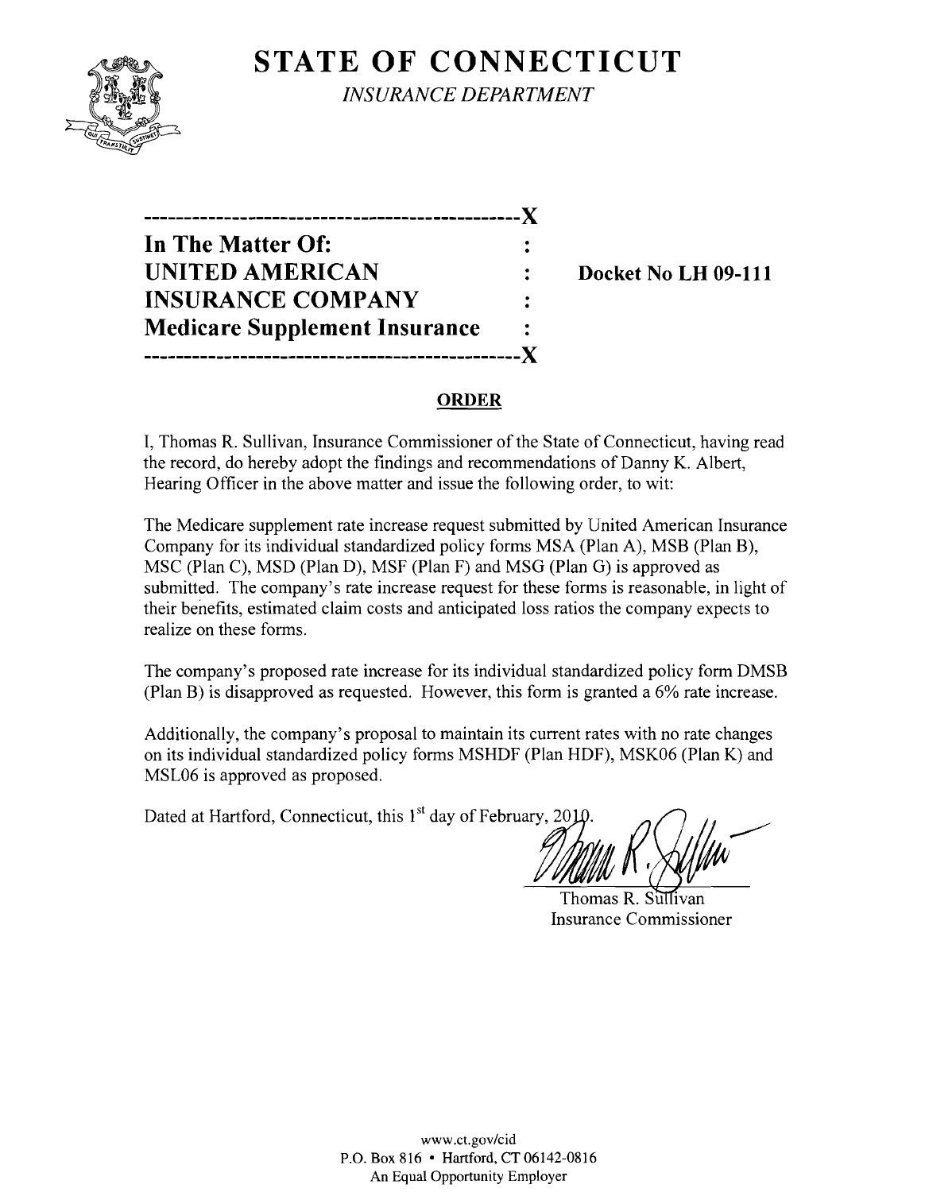# STATE OF CONNECTICUT

*INSURANCE DEPARTMENT*

---

**In The Matter Of:**
**UNITED AMERICAN INSURANCE COMPANY**
**Medicare Supplement Insurance**

**Docket No LH 09-111**

---

## ORDER

I, Thomas R. Sullivan, Insurance Commissioner of the State of Connecticut, having read the record, do hereby adopt the findings and recommendations of Danny K. Albert, Hearing Officer in the above matter and issue the following order, to wit:

The Medicare supplement rate increase request submitted by United American Insurance Company for its individual standardized policy forms MSA (Plan A), MSB (Plan B), MSC (Plan C), MSD (Plan D), MSF (Plan F) and MSG (Plan G) is approved as submitted. The company's rate increase request for these forms is reasonable, in light of their benefits, estimated claim costs and anticipated loss ratios the company expects to realize on these forms.

The company's proposed rate increase for its individual standardized policy form DMSB (Plan B) is disapproved as requested. However, this form is granted a 6% rate increase.

Additionally, the company's proposal to maintain its current rates with no rate changes on its individual standardized policy forms MSHDF (Plan HDF), MSK06 (Plan K) and MSL06 is approved as proposed.

Dated at Hartford, Connecticut, this 1st day of February, 2010.

Thomas R. Sullivan
Insurance Commissioner

www.ct.gov/cid
P.O. Box 816 • Hartford, CT 06142-0816
An Equal Opportunity Employer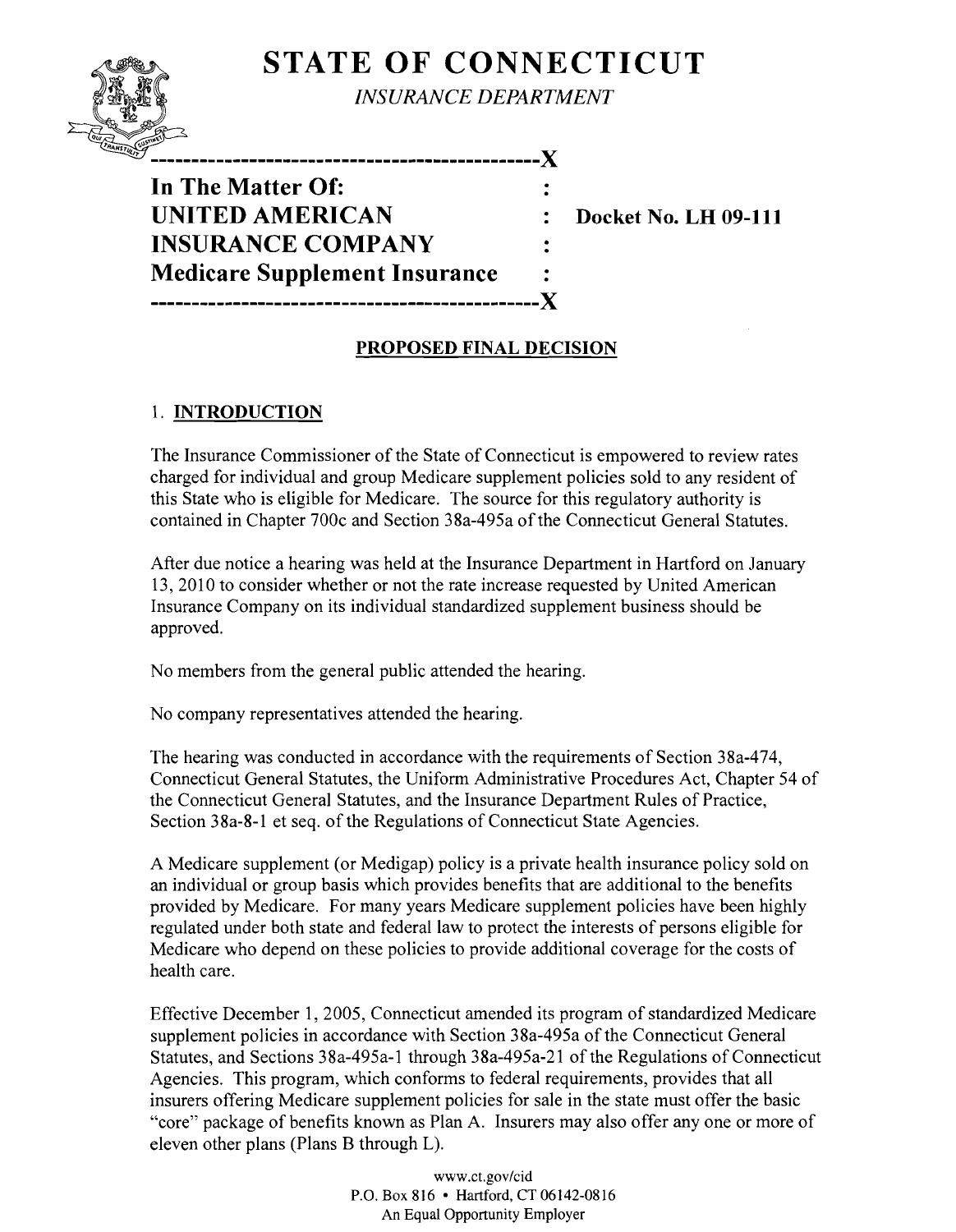# STATE OF CONNECTICUT

*INSURANCE DEPARTMENT*

---

**In The Matter Of:**
**UNITED AMERICAN INSURANCE COMPANY**
**Medicare Supplement Insurance**

**Docket No. LH 09-111**

---

## PROPOSED FINAL DECISION

### 1. INTRODUCTION

The Insurance Commissioner of the State of Connecticut is empowered to review rates charged for individual and group Medicare supplement policies sold to any resident of this State who is eligible for Medicare. The source for this regulatory authority is contained in Chapter 700c and Section 38a-495a of the Connecticut General Statutes.

After due notice a hearing was held at the Insurance Department in Hartford on January 13, 2010 to consider whether or not the rate increase requested by United American Insurance Company on its individual standardized supplement business should be approved.

No members from the general public attended the hearing.

No company representatives attended the hearing.

The hearing was conducted in accordance with the requirements of Section 38a-474, Connecticut General Statutes, the Uniform Administrative Procedures Act, Chapter 54 of the Connecticut General Statutes, and the Insurance Department Rules of Practice, Section 38a-8-1 et seq. of the Regulations of Connecticut State Agencies.

A Medicare supplement (or Medigap) policy is a private health insurance policy sold on an individual or group basis which provides benefits that are additional to the benefits provided by Medicare. For many years Medicare supplement policies have been highly regulated under both state and federal law to protect the interests of persons eligible for Medicare who depend on these policies to provide additional coverage for the costs of health care.

Effective December 1, 2005, Connecticut amended its program of standardized Medicare supplement policies in accordance with Section 38a-495a of the Connecticut General Statutes, and Sections 38a-495a-1 through 38a-495a-21 of the Regulations of Connecticut Agencies. This program, which conforms to federal requirements, provides that all insurers offering Medicare supplement policies for sale in the state must offer the basic "core" package of benefits known as Plan A. Insurers may also offer any one or more of eleven other plans (Plans B through L).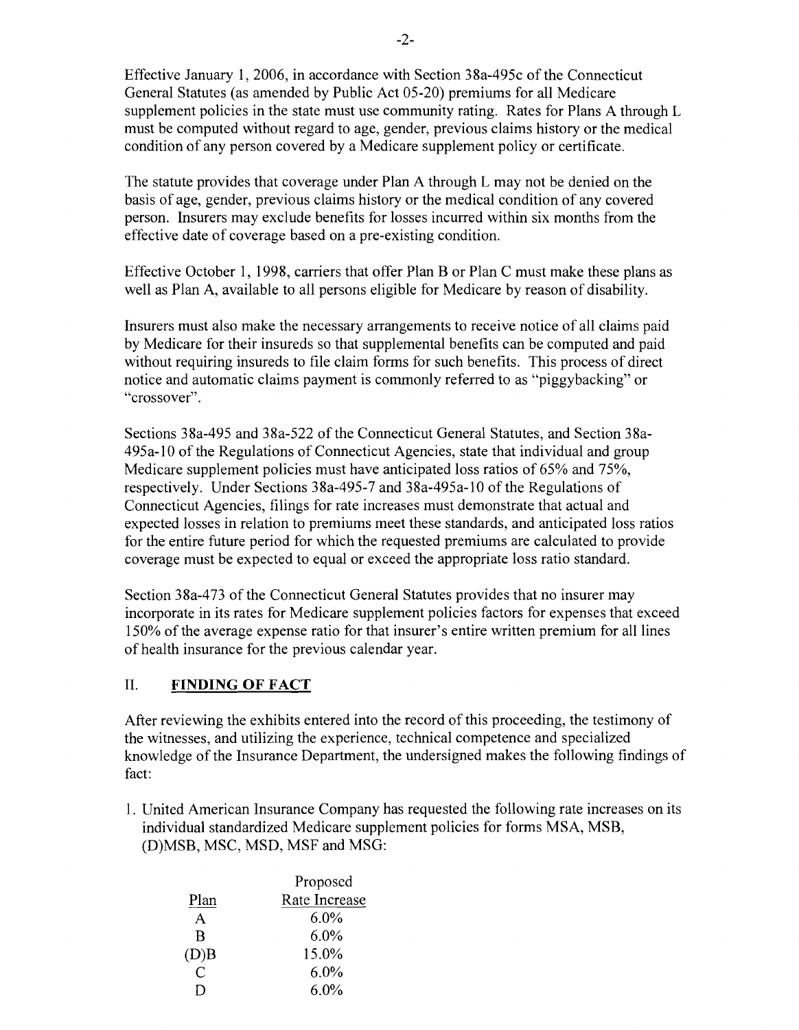Effective January 1, 2006, in accordance with Section 38a-495c of the Connecticut General Statutes (as amended by Public Act 05-20) premiums for all Medicare supplement policies in the state must use community rating. Rates for Plans A through L must be computed without regard to age, gender, previous claims history or the medical condition of any person covered by a Medicare supplement policy or certificate.

The statute provides that coverage under Plan A through L may not be denied on the basis of age, gender, previous claims history or the medical condition of any covered person. Insurers may exclude benefits for losses incurred within six months from the effective date of coverage based on a pre-existing condition.

Effective October 1, 1998, carriers that offer Plan B or Plan C must make these plans as well as Plan A, available to all persons eligible for Medicare by reason of disability.

Insurers must also make the necessary arrangements to receive notice of all claims paid by Medicare for their insureds so that supplemental benefits can be computed and paid without requiring insureds to file claim forms for such benefits. This process of direct notice and automatic claims payment is commonly referred to as "piggybacking" or "crossover".

Sections 38a-495 and 38a-522 of the Connecticut General Statutes, and Section 38a-495a-10 of the Regulations of Connecticut Agencies, state that individual and group Medicare supplement policies must have anticipated loss ratios of 65% and 75%, respectively. Under Sections 38a-495-7 and 38a-495a-10 of the Regulations of Connecticut Agencies, filings for rate increases must demonstrate that actual and expected losses in relation to premiums meet these standards, and anticipated loss ratios for the entire future period for which the requested premiums are calculated to provide coverage must be expected to equal or exceed the appropriate loss ratio standard.

Section 38a-473 of the Connecticut General Statutes provides that no insurer may incorporate in its rates for Medicare supplement policies factors for expenses that exceed 150% of the average expense ratio for that insurer's entire written premium for all lines of health insurance for the previous calendar year.

## II. FINDING OF FACT

After reviewing the exhibits entered into the record of this proceeding, the testimony of the witnesses, and utilizing the experience, technical competence and specialized knowledge of the Insurance Department, the undersigned makes the following findings of fact:

1. United American Insurance Company has requested the following rate increases on its individual standardized Medicare supplement policies for forms MSA, MSB, (D)MSB, MSC, MSD, MSF and MSG:

| Plan | Proposed Rate Increase |
|---|---|
| A | 6.0% |
| B | 6.0% |
| (D)B | 15.0% |
| C | 6.0% |
| D | 6.0% |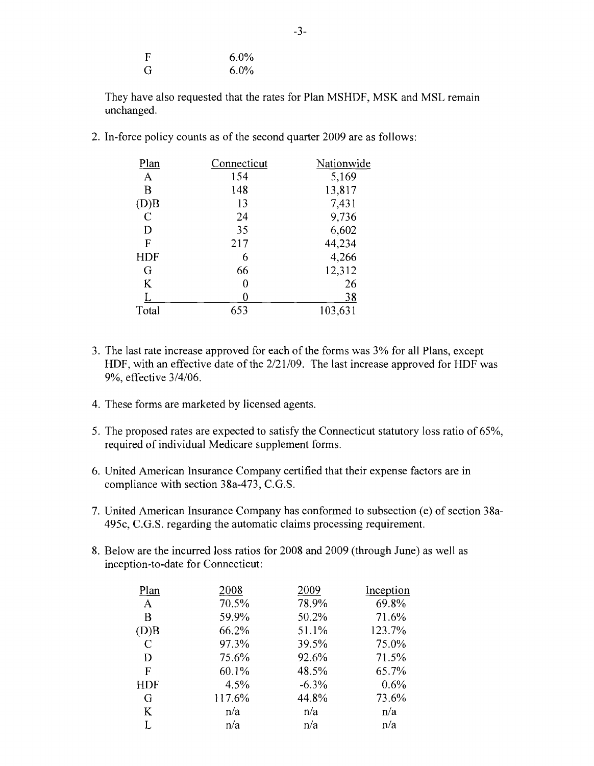| | |
|---|---|
| F | 6.0% |
| G | 6.0% |

They have also requested that the rates for Plan MSHDF, MSK and MSL remain unchanged.

2. In-force policy counts as of the second quarter 2009 are as follows:

| Plan | Connecticut | Nationwide |
|---|---|---|
| A | 154 | 5,169 |
| B | 148 | 13,817 |
| (D)B | 13 | 7,431 |
| C | 24 | 9,736 |
| D | 35 | 6,602 |
| F | 217 | 44,234 |
| HDF | 6 | 4,266 |
| G | 66 | 12,312 |
| K | 0 | 26 |
| L | 0 | 38 |
| Total | 653 | 103,631 |

3. The last rate increase approved for each of the forms was 3% for all Plans, except HDF, with an effective date of the 2/21/09. The last increase approved for HDF was 9%, effective 3/4/06.

4. These forms are marketed by licensed agents.

5. The proposed rates are expected to satisfy the Connecticut statutory loss ratio of 65%, required of individual Medicare supplement forms.

6. United American Insurance Company certified that their expense factors are in compliance with section 38a-473, C.G.S.

7. United American Insurance Company has conformed to subsection (e) of section 38a-495c, C.G.S. regarding the automatic claims processing requirement.

8. Below are the incurred loss ratios for 2008 and 2009 (through June) as well as inception-to-date for Connecticut:

| Plan | 2008 | 2009 | Inception |
|---|---|---|---|
| A | 70.5% | 78.9% | 69.8% |
| B | 59.9% | 50.2% | 71.6% |
| (D)B | 66.2% | 51.1% | 123.7% |
| C | 97.3% | 39.5% | 75.0% |
| D | 75.6% | 92.6% | 71.5% |
| F | 60.1% | 48.5% | 65.7% |
| HDF | 4.5% | -6.3% | 0.6% |
| G | 117.6% | 44.8% | 73.6% |
| K | n/a | n/a | n/a |
| L | n/a | n/a | n/a |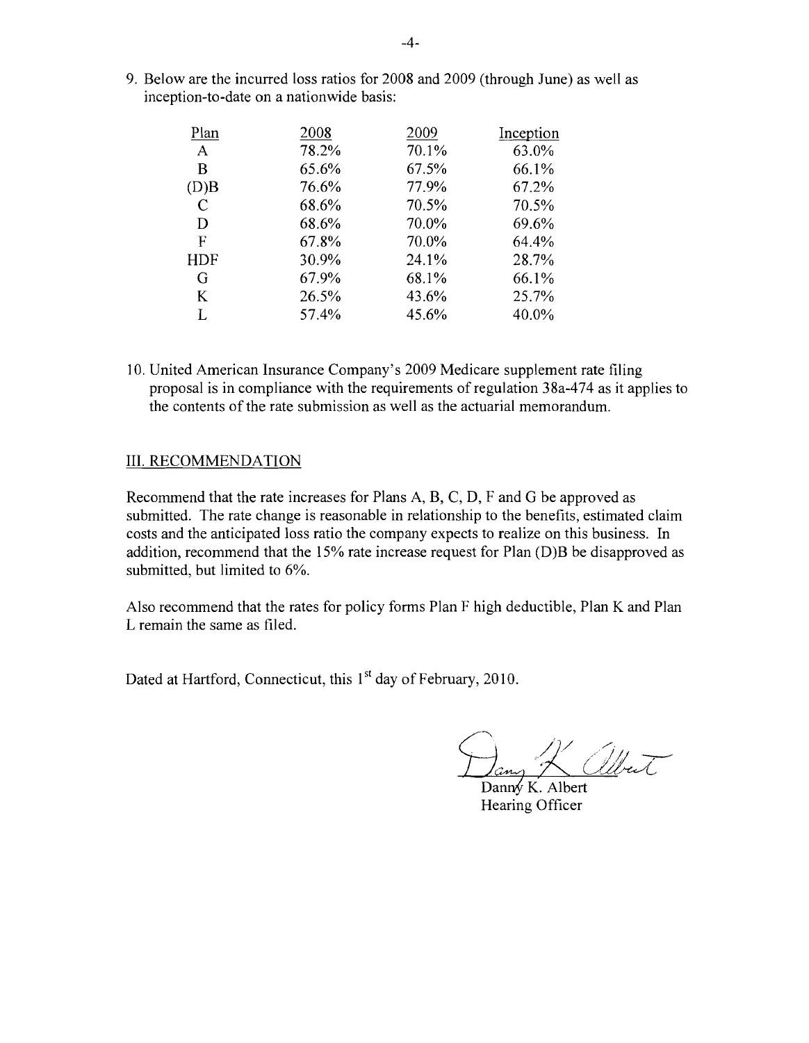9. Below are the incurred loss ratios for 2008 and 2009 (through June) as well as inception-to-date on a nationwide basis:

| Plan | 2008 | 2009 | Inception |
|---|---|---|---|
| A | 78.2% | 70.1% | 63.0% |
| B | 65.6% | 67.5% | 66.1% |
| (D)B | 76.6% | 77.9% | 67.2% |
| C | 68.6% | 70.5% | 70.5% |
| D | 68.6% | 70.0% | 69.6% |
| F | 67.8% | 70.0% | 64.4% |
| HDF | 30.9% | 24.1% | 28.7% |
| G | 67.9% | 68.1% | 66.1% |
| K | 26.5% | 43.6% | 25.7% |
| L | 57.4% | 45.6% | 40.0% |

10. United American Insurance Company's 2009 Medicare supplement rate filing proposal is in compliance with the requirements of regulation 38a-474 as it applies to the contents of the rate submission as well as the actuarial memorandum.

## III. RECOMMENDATION

Recommend that the rate increases for Plans A, B, C, D, F and G be approved as submitted. The rate change is reasonable in relationship to the benefits, estimated claim costs and the anticipated loss ratio the company expects to realize on this business. In addition, recommend that the 15% rate increase request for Plan (D)B be disapproved as submitted, but limited to 6%.

Also recommend that the rates for policy forms Plan F high deductible, Plan K and Plan L remain the same as filed.

Dated at Hartford, Connecticut, this 1st day of February, 2010.

Danny K. Albert
Hearing Officer